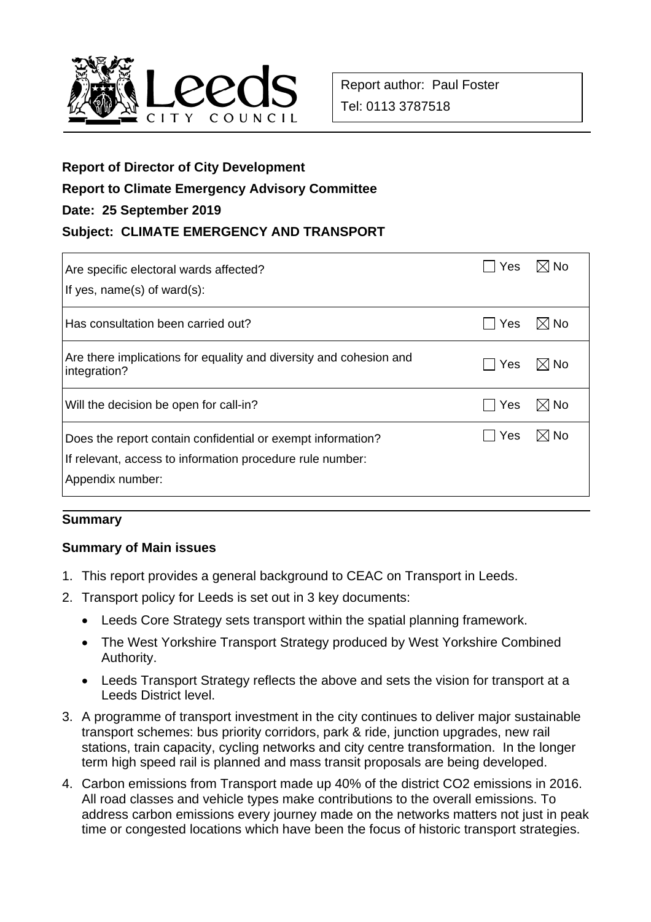Leeds CITY COUNCIL

Report author: Paul Foster

Tel: 0113 3787518

**Report of Director of City Development**

**Report to Climate Emergency Advisory Committee**

**Date: 25 September 2019**

**Subject: CLIMATE EMERGENCY AND TRANSPORT**

| | | |
|---|---|---|
| Are specific electoral wards affected?<br>If yes, name(s) of ward(s): | ☐ Yes | ☒ No |
| Has consultation been carried out? | ☐ Yes | ☒ No |
| Are there implications for equality and diversity and cohesion and integration? | ☐ Yes | ☒ No |
| Will the decision be open for call-in? | ☐ Yes | ☒ No |
| Does the report contain confidential or exempt information?<br>If relevant, access to information procedure rule number:<br>Appendix number: | ☐ Yes | ☒ No |

## Summary

### Summary of Main issues

1. This report provides a general background to CEAC on Transport in Leeds.
2. Transport policy for Leeds is set out in 3 key documents:
   - Leeds Core Strategy sets transport within the spatial planning framework.
   - The West Yorkshire Transport Strategy produced by West Yorkshire Combined Authority.
   - Leeds Transport Strategy reflects the above and sets the vision for transport at a Leeds District level.
3. A programme of transport investment in the city continues to deliver major sustainable transport schemes: bus priority corridors, park & ride, junction upgrades, new rail stations, train capacity, cycling networks and city centre transformation. In the longer term high speed rail is planned and mass transit proposals are being developed.
4. Carbon emissions from Transport made up 40% of the district $CO_2$ emissions in 2016. All road classes and vehicle types make contributions to the overall emissions. To address carbon emissions every journey made on the networks matters not just in peak time or congested locations which have been the focus of historic transport strategies.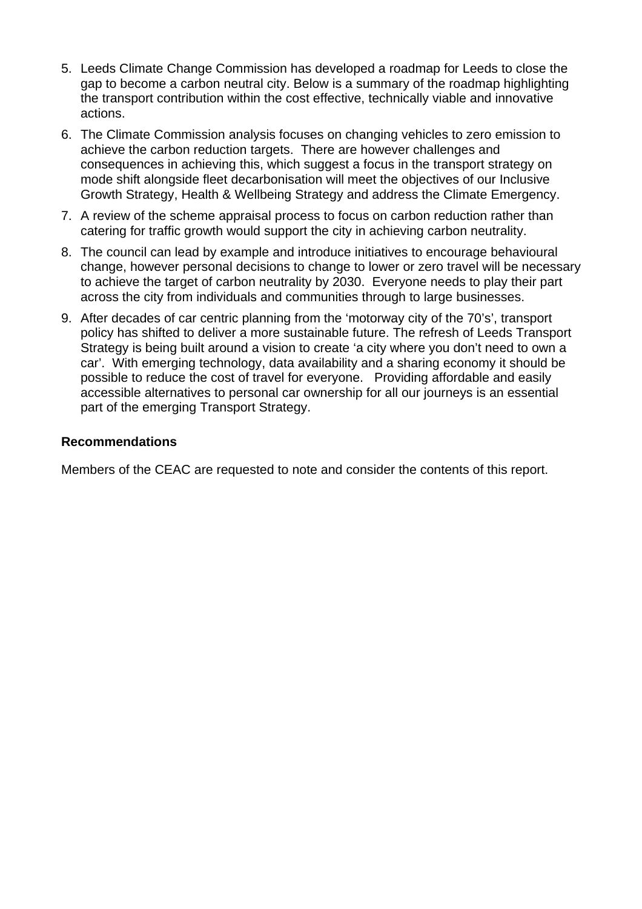5. Leeds Climate Change Commission has developed a roadmap for Leeds to close the gap to become a carbon neutral city. Below is a summary of the roadmap highlighting the transport contribution within the cost effective, technically viable and innovative actions.
6. The Climate Commission analysis focuses on changing vehicles to zero emission to achieve the carbon reduction targets. There are however challenges and consequences in achieving this, which suggest a focus in the transport strategy on mode shift alongside fleet decarbonisation will meet the objectives of our Inclusive Growth Strategy, Health & Wellbeing Strategy and address the Climate Emergency.
7. A review of the scheme appraisal process to focus on carbon reduction rather than catering for traffic growth would support the city in achieving carbon neutrality.
8. The council can lead by example and introduce initiatives to encourage behavioural change, however personal decisions to change to lower or zero travel will be necessary to achieve the target of carbon neutrality by 2030. Everyone needs to play their part across the city from individuals and communities through to large businesses.
9. After decades of car centric planning from the 'motorway city of the 70's', transport policy has shifted to deliver a more sustainable future. The refresh of Leeds Transport Strategy is being built around a vision to create 'a city where you don't need to own a car'. With emerging technology, data availability and a sharing economy it should be possible to reduce the cost of travel for everyone. Providing affordable and easily accessible alternatives to personal car ownership for all our journeys is an essential part of the emerging Transport Strategy.

**Recommendations**

Members of the CEAC are requested to note and consider the contents of this report.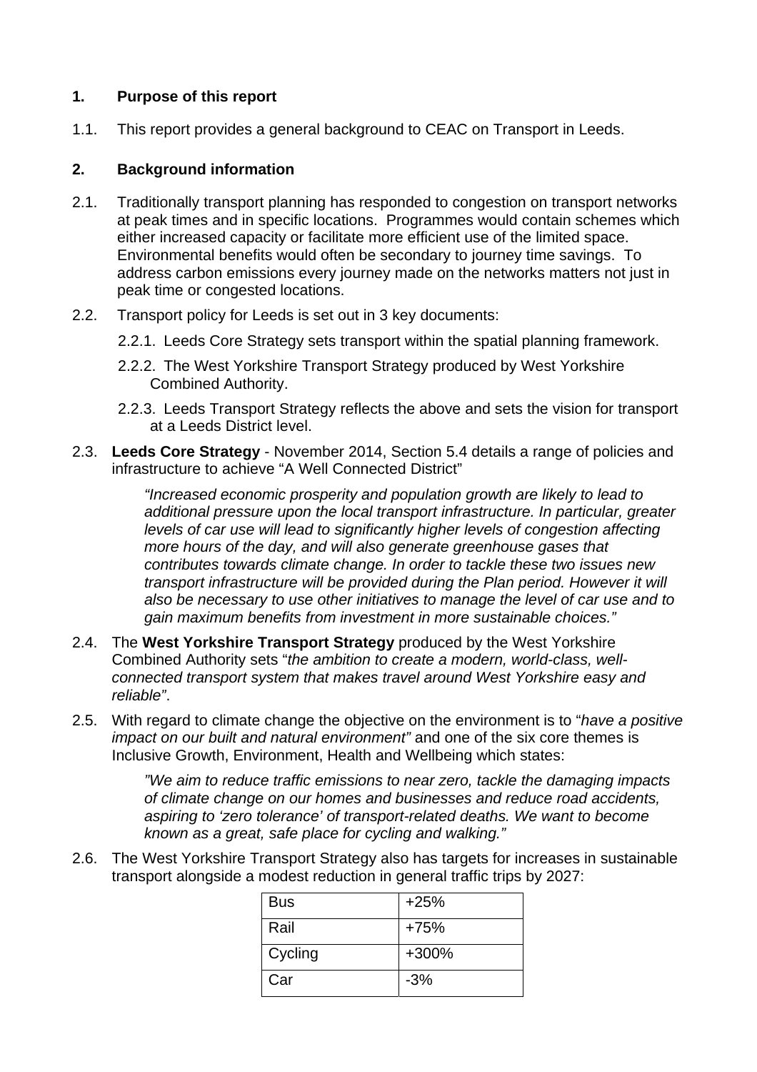## 1. Purpose of this report

1.1. This report provides a general background to CEAC on Transport in Leeds.

## 2. Background information

2.1. Traditionally transport planning has responded to congestion on transport networks at peak times and in specific locations. Programmes would contain schemes which either increased capacity or facilitate more efficient use of the limited space. Environmental benefits would often be secondary to journey time savings. To address carbon emissions every journey made on the networks matters not just in peak time or congested locations.

2.2. Transport policy for Leeds is set out in 3 key documents:

2.2.1. Leeds Core Strategy sets transport within the spatial planning framework.

2.2.2. The West Yorkshire Transport Strategy produced by West Yorkshire Combined Authority.

2.2.3. Leeds Transport Strategy reflects the above and sets the vision for transport at a Leeds District level.

2.3. **Leeds Core Strategy** - November 2014, Section 5.4 details a range of policies and infrastructure to achieve "A Well Connected District"

> *"Increased economic prosperity and population growth are likely to lead to additional pressure upon the local transport infrastructure. In particular, greater levels of car use will lead to significantly higher levels of congestion affecting more hours of the day, and will also generate greenhouse gases that contributes towards climate change. In order to tackle these two issues new transport infrastructure will be provided during the Plan period. However it will also be necessary to use other initiatives to manage the level of car use and to gain maximum benefits from investment in more sustainable choices."*

2.4. The **West Yorkshire Transport Strategy** produced by the West Yorkshire Combined Authority sets "*the ambition to create a modern, world-class, well-connected transport system that makes travel around West Yorkshire easy and reliable"*.

2.5. With regard to climate change the objective on the environment is to "*have a positive impact on our built and natural environment"* and one of the six core themes is Inclusive Growth, Environment, Health and Wellbeing which states:

> *"We aim to reduce traffic emissions to near zero, tackle the damaging impacts of climate change on our homes and businesses and reduce road accidents, aspiring to 'zero tolerance' of transport-related deaths. We want to become known as a great, safe place for cycling and walking."*

2.6. The West Yorkshire Transport Strategy also has targets for increases in sustainable transport alongside a modest reduction in general traffic trips by 2027:

| Bus | +25% |
|---|---|
| Rail | +75% |
| Cycling | +300% |
| Car | -3% |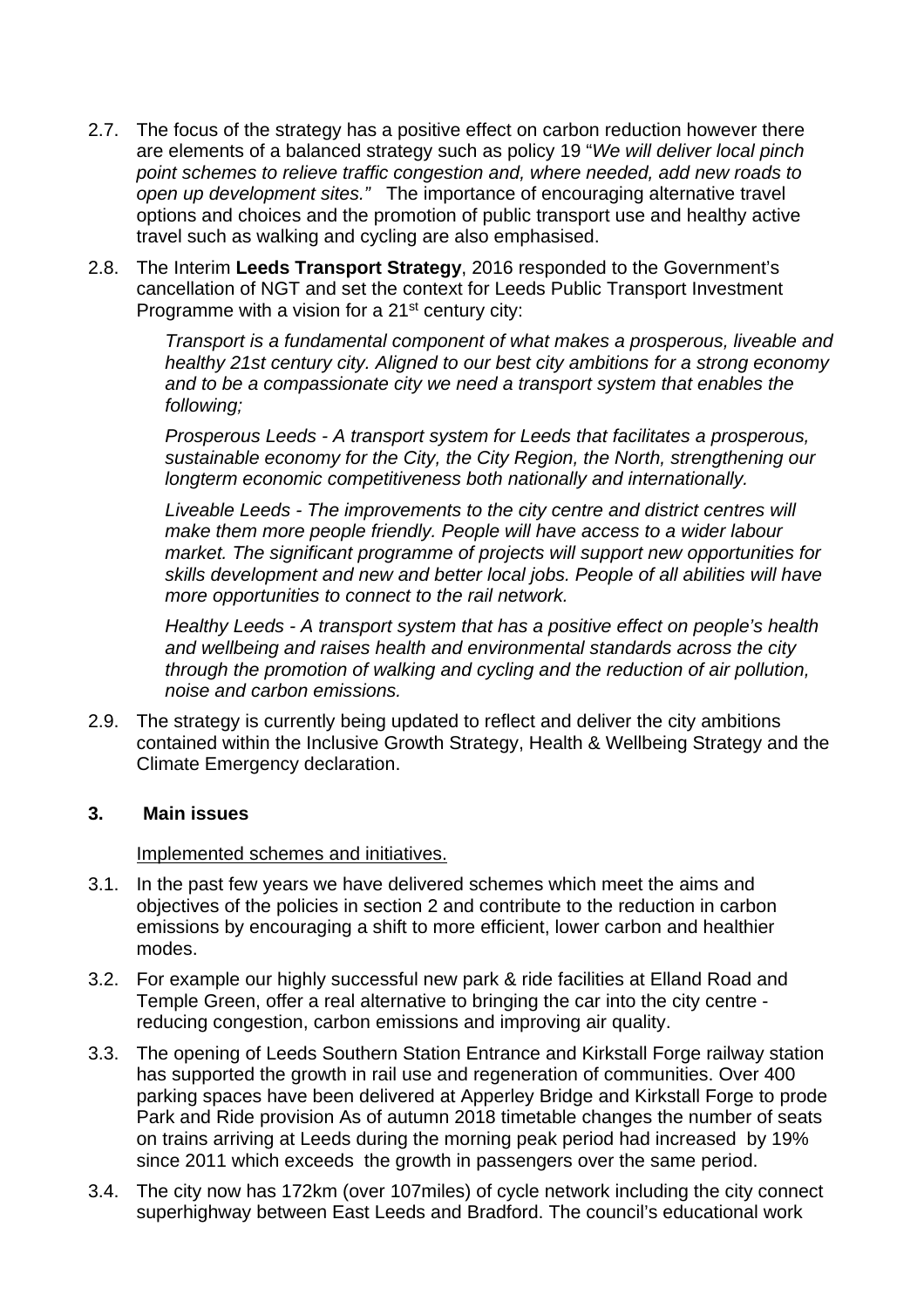2.7. The focus of the strategy has a positive effect on carbon reduction however there are elements of a balanced strategy such as policy 19 "*We will deliver local pinch point schemes to relieve traffic congestion and, where needed, add new roads to open up development sites."* The importance of encouraging alternative travel options and choices and the promotion of public transport use and healthy active travel such as walking and cycling are also emphasised.

2.8. The Interim **Leeds Transport Strategy**, 2016 responded to the Government's cancellation of NGT and set the context for Leeds Public Transport Investment Programme with a vision for a 21st century city:

> *Transport is a fundamental component of what makes a prosperous, liveable and healthy 21st century city. Aligned to our best city ambitions for a strong economy and to be a compassionate city we need a transport system that enables the following;*
>
> *Prosperous Leeds - A transport system for Leeds that facilitates a prosperous, sustainable economy for the City, the City Region, the North, strengthening our longterm economic competitiveness both nationally and internationally.*
>
> *Liveable Leeds - The improvements to the city centre and district centres will make them more people friendly. People will have access to a wider labour market. The significant programme of projects will support new opportunities for skills development and new and better local jobs. People of all abilities will have more opportunities to connect to the rail network.*
>
> *Healthy Leeds - A transport system that has a positive effect on people's health and wellbeing and raises health and environmental standards across the city through the promotion of walking and cycling and the reduction of air pollution, noise and carbon emissions.*

2.9. The strategy is currently being updated to reflect and deliver the city ambitions contained within the Inclusive Growth Strategy, Health & Wellbeing Strategy and the Climate Emergency declaration.

## 3. Main issues

Implemented schemes and initiatives.

3.1. In the past few years we have delivered schemes which meet the aims and objectives of the policies in section 2 and contribute to the reduction in carbon emissions by encouraging a shift to more efficient, lower carbon and healthier modes.

3.2. For example our highly successful new park & ride facilities at Elland Road and Temple Green, offer a real alternative to bringing the car into the city centre - reducing congestion, carbon emissions and improving air quality.

3.3. The opening of Leeds Southern Station Entrance and Kirkstall Forge railway station has supported the growth in rail use and regeneration of communities. Over 400 parking spaces have been delivered at Apperley Bridge and Kirkstall Forge to prode Park and Ride provision As of autumn 2018 timetable changes the number of seats on trains arriving at Leeds during the morning peak period had increased by 19% since 2011 which exceeds the growth in passengers over the same period.

3.4. The city now has 172km (over 107miles) of cycle network including the city connect superhighway between East Leeds and Bradford. The council's educational work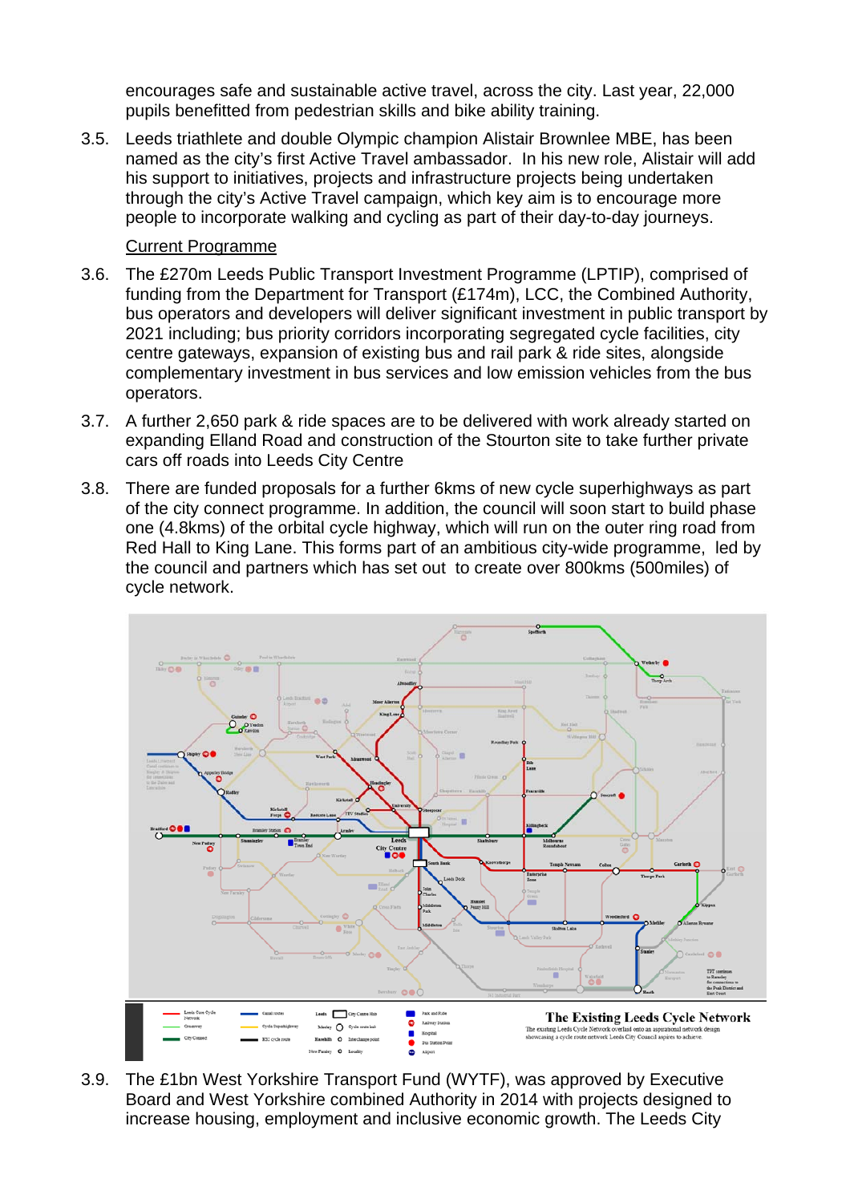encourages safe and sustainable active travel, across the city. Last year, 22,000 pupils benefitted from pedestrian skills and bike ability training.

3.5. Leeds triathlete and double Olympic champion Alistair Brownlee MBE, has been named as the city's first Active Travel ambassador. In his new role, Alistair will add his support to initiatives, projects and infrastructure projects being undertaken through the city's Active Travel campaign, which key aim is to encourage more people to incorporate walking and cycling as part of their day-to-day journeys.

Current Programme

3.6. The £270m Leeds Public Transport Investment Programme (LPTIP), comprised of funding from the Department for Transport (£174m), LCC, the Combined Authority, bus operators and developers will deliver significant investment in public transport by 2021 including; bus priority corridors incorporating segregated cycle facilities, city centre gateways, expansion of existing bus and rail park & ride sites, alongside complementary investment in bus services and low emission vehicles from the bus operators.

3.7. A further 2,650 park & ride spaces are to be delivered with work already started on expanding Elland Road and construction of the Stourton site to take further private cars off roads into Leeds City Centre

3.8. There are funded proposals for a further 6kms of new cycle superhighways as part of the city connect programme. In addition, the council will soon start to build phase one (4.8kms) of the orbital cycle highway, which will run on the outer ring road from Red Hall to King Lane. This forms part of an ambitious city-wide programme, led by the council and partners which has set out to create over 800kms (500miles) of cycle network.

The Existing Leeds Cycle Network

The existing Leeds Cycle Network overlaid onto an aspirational network design showcasing a cycle route network Leeds City Council aspires to achieve.

3.9. The £1bn West Yorkshire Transport Fund (WYTF), was approved by Executive Board and West Yorkshire combined Authority in 2014 with projects designed to increase housing, employment and inclusive economic growth. The Leeds City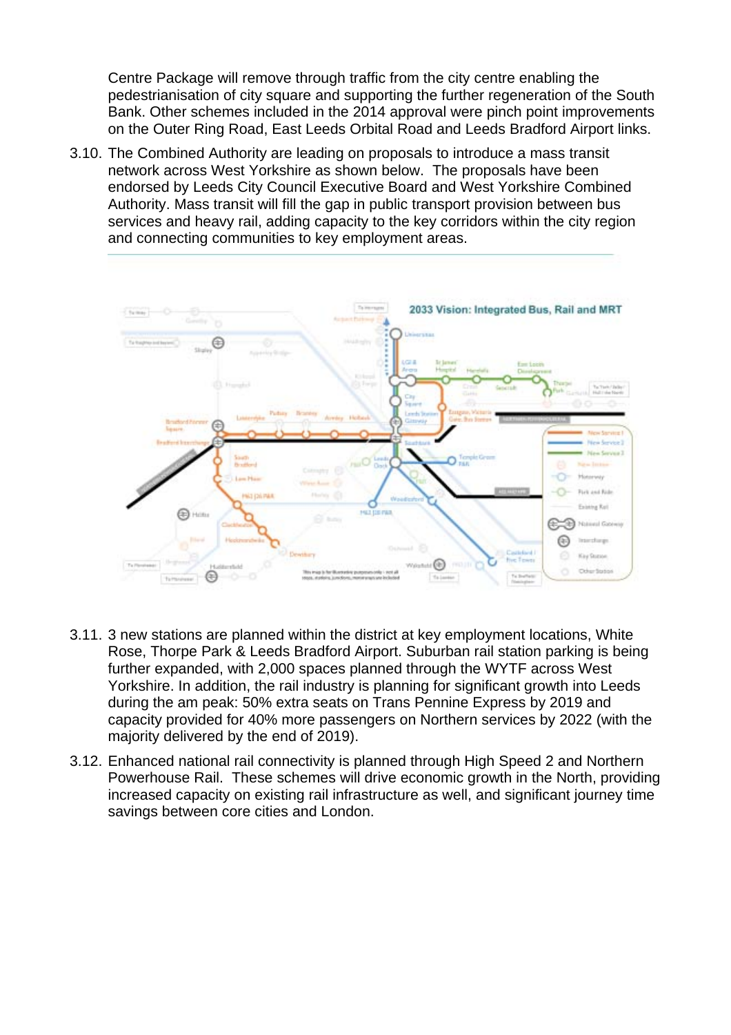Centre Package will remove through traffic from the city centre enabling the pedestrianisation of city square and supporting the further regeneration of the South Bank. Other schemes included in the 2014 approval were pinch point improvements on the Outer Ring Road, East Leeds Orbital Road and Leeds Bradford Airport links.

3.10. The Combined Authority are leading on proposals to introduce a mass transit network across West Yorkshire as shown below. The proposals have been endorsed by Leeds City Council Executive Board and West Yorkshire Combined Authority. Mass transit will fill the gap in public transport provision between bus services and heavy rail, adding capacity to the key corridors within the city region and connecting communities to key employment areas.

3.11. 3 new stations are planned within the district at key employment locations, White Rose, Thorpe Park & Leeds Bradford Airport. Suburban rail station parking is being further expanded, with 2,000 spaces planned through the WYTF across West Yorkshire. In addition, the rail industry is planning for significant growth into Leeds during the am peak: 50% extra seats on Trans Pennine Express by 2019 and capacity provided for 40% more passengers on Northern services by 2022 (with the majority delivered by the end of 2019).

3.12. Enhanced national rail connectivity is planned through High Speed 2 and Northern Powerhouse Rail. These schemes will drive economic growth in the North, providing increased capacity on existing rail infrastructure as well, and significant journey time savings between core cities and London.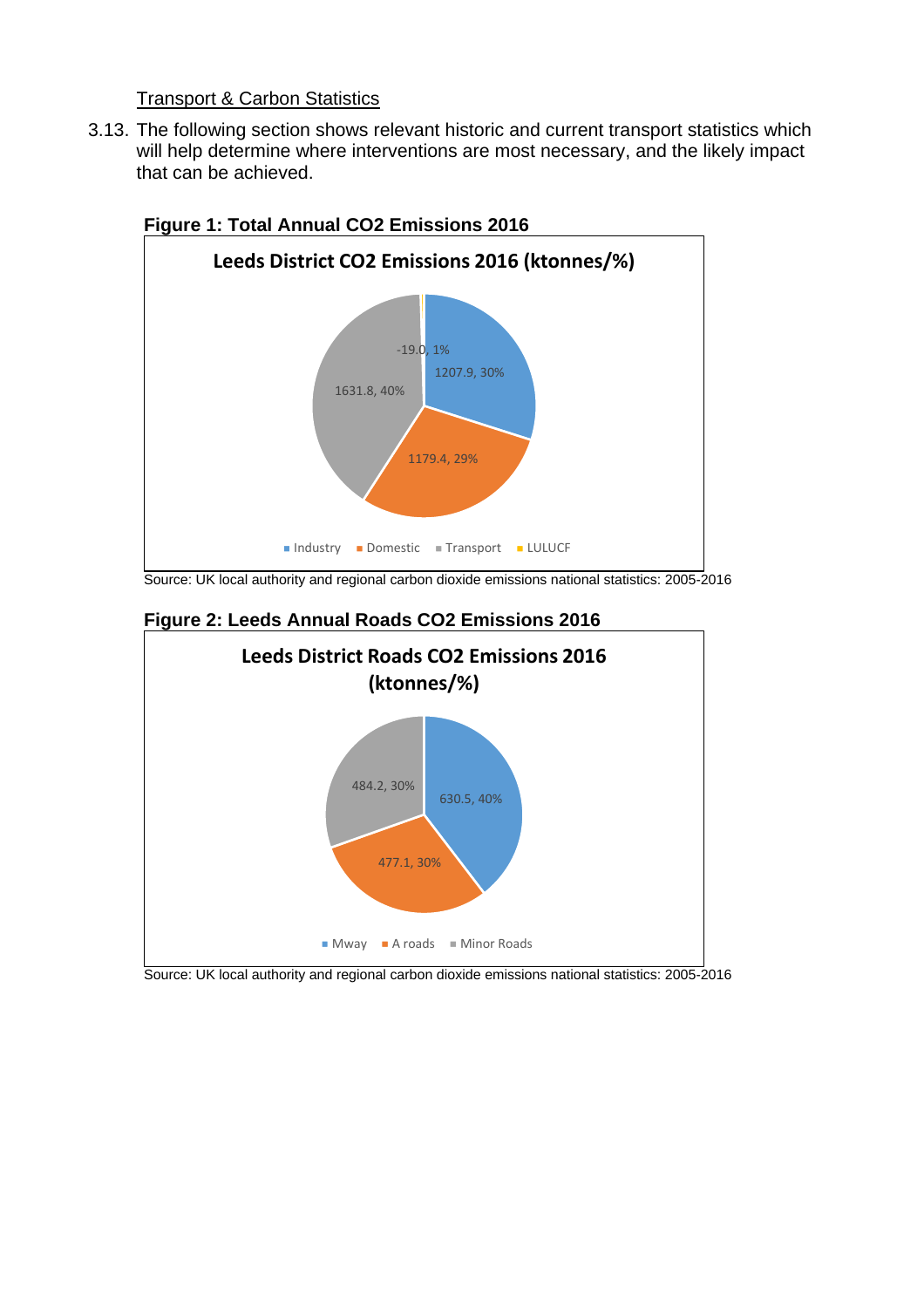Transport & Carbon Statistics

3.13. The following section shows relevant historic and current transport statistics which will help determine where interventions are most necessary, and the likely impact that can be achieved.

**Figure 1: Total Annual CO2 Emissions 2016**

Leeds District CO2 Emissions 2016 (ktonnes/%)

| Sector | ktonnes | % |
|---|---|---|
| Industry | 1207.9 | 30% |
| Domestic | 1179.4 | 29% |
| Transport | 1631.8 | 40% |
| LULUCF | -19.0 | 1% |

Source: UK local authority and regional carbon dioxide emissions national statistics: 2005-2016

**Figure 2: Leeds Annual Roads CO2 Emissions 2016**

Leeds District Roads CO2 Emissions 2016 (ktonnes/%)

| Road type | ktonnes | % |
|---|---|---|
| Mway | 630.5 | 40% |
| A roads | 477.1 | 30% |
| Minor Roads | 484.2 | 30% |

Source: UK local authority and regional carbon dioxide emissions national statistics: 2005-2016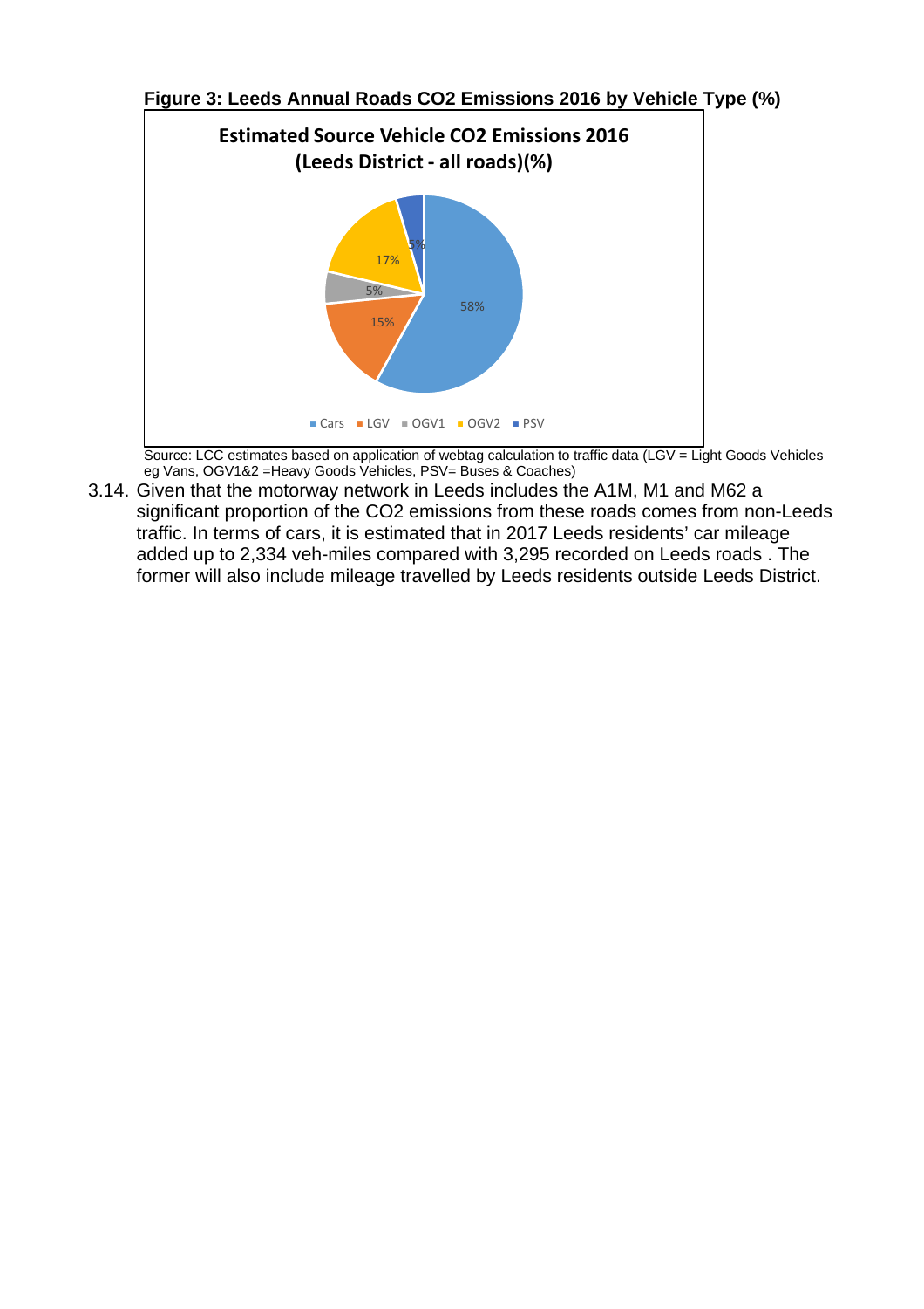**Figure 3: Leeds Annual Roads $CO_2$ Emissions 2016 by Vehicle Type (%)**

**Estimated Source Vehicle $CO_2$ Emissions 2016 (Leeds District - all roads)(%)**

| Vehicle Type | % |
|---|---|
| Cars | 58% |
| LGV | 15% |
| OGV1 | 5% |
| OGV2 | 17% |
| PSV | 5% |

Source: LCC estimates based on application of webtag calculation to traffic data (LGV = Light Goods Vehicles eg Vans, OGV1&2 =Heavy Goods Vehicles, PSV= Buses & Coaches)

3.14. Given that the motorway network in Leeds includes the A1M, M1 and M62 a significant proportion of the $CO_2$ emissions from these roads comes from non-Leeds traffic. In terms of cars, it is estimated that in 2017 Leeds residents' car mileage added up to 2,334 veh-miles compared with 3,295 recorded on Leeds roads . The former will also include mileage travelled by Leeds residents outside Leeds District.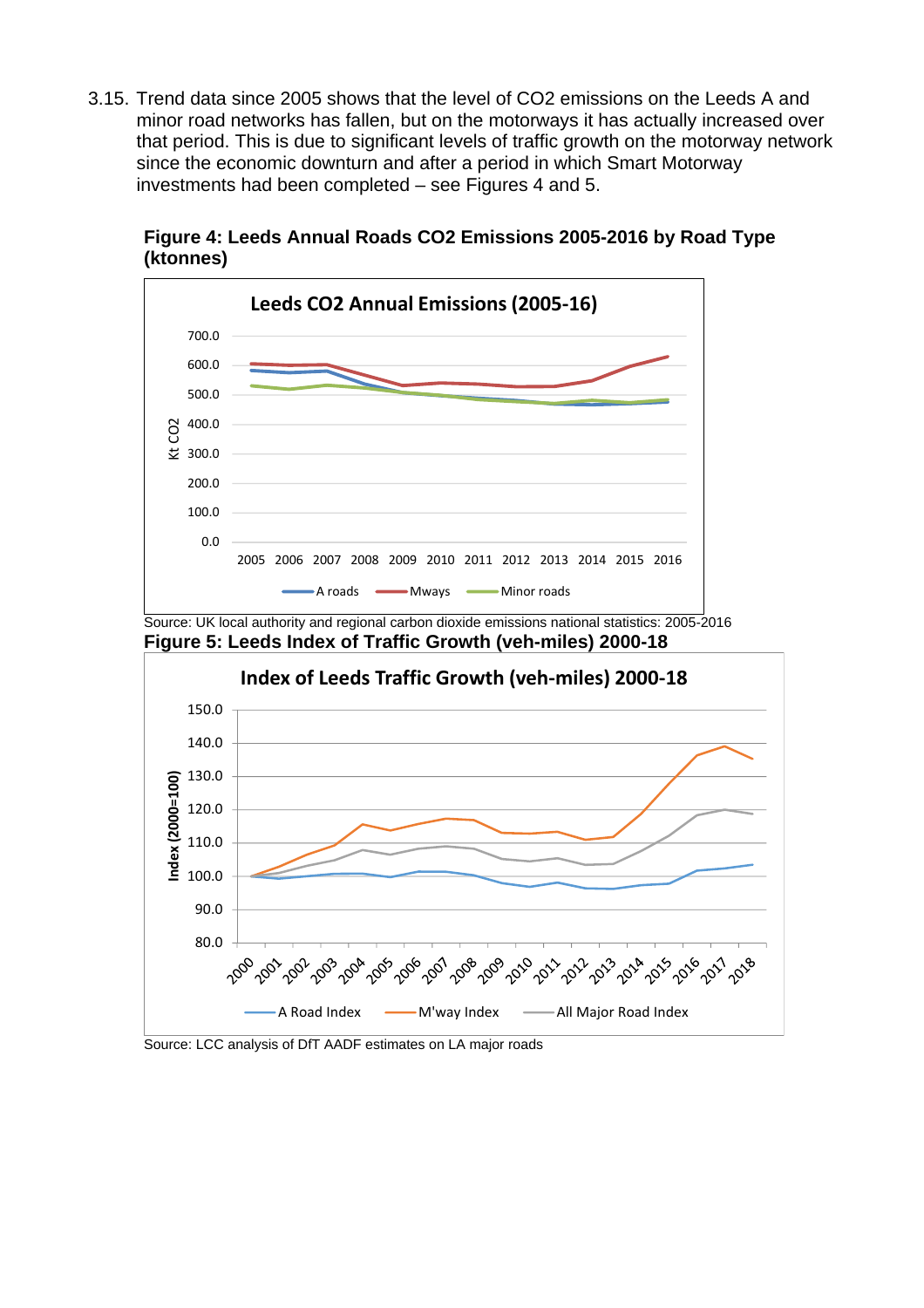3.15. Trend data since 2005 shows that the level of $CO_2$ emissions on the Leeds A and minor road networks has fallen, but on the motorways it has actually increased over that period. This is due to significant levels of traffic growth on the motorway network since the economic downturn and after a period in which Smart Motorway investments had been completed – see Figures 4 and 5.

**Figure 4: Leeds Annual Roads $CO_2$ Emissions 2005-2016 by Road Type (ktonnes)**

Source: UK local authority and regional carbon dioxide emissions national statistics: 2005-2016

**Figure 5: Leeds Index of Traffic Growth (veh-miles) 2000-18**

Source: LCC analysis of DfT AADF estimates on LA major roads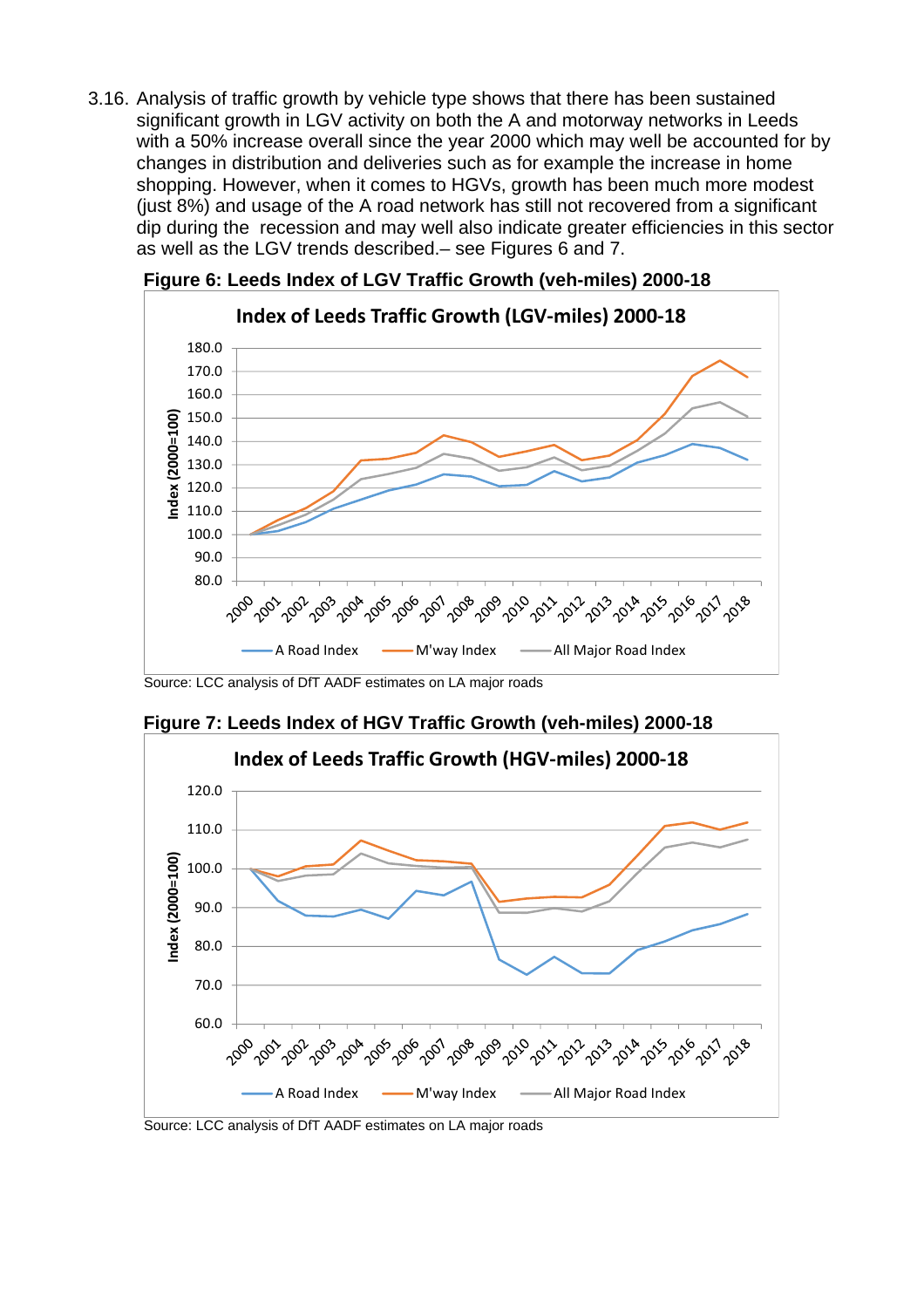3.16. Analysis of traffic growth by vehicle type shows that there has been sustained significant growth in LGV activity on both the A and motorway networks in Leeds with a 50% increase overall since the year 2000 which may well be accounted for by changes in distribution and deliveries such as for example the increase in home shopping. However, when it comes to HGVs, growth has been much more modest (just 8%) and usage of the A road network has still not recovered from a significant dip during the recession and may well also indicate greater efficiencies in this sector as well as the LGV trends described.– see Figures 6 and 7.

**Figure 6: Leeds Index of LGV Traffic Growth (veh-miles) 2000-18**

Source: LCC analysis of DfT AADF estimates on LA major roads

**Figure 7: Leeds Index of HGV Traffic Growth (veh-miles) 2000-18**

Source: LCC analysis of DfT AADF estimates on LA major roads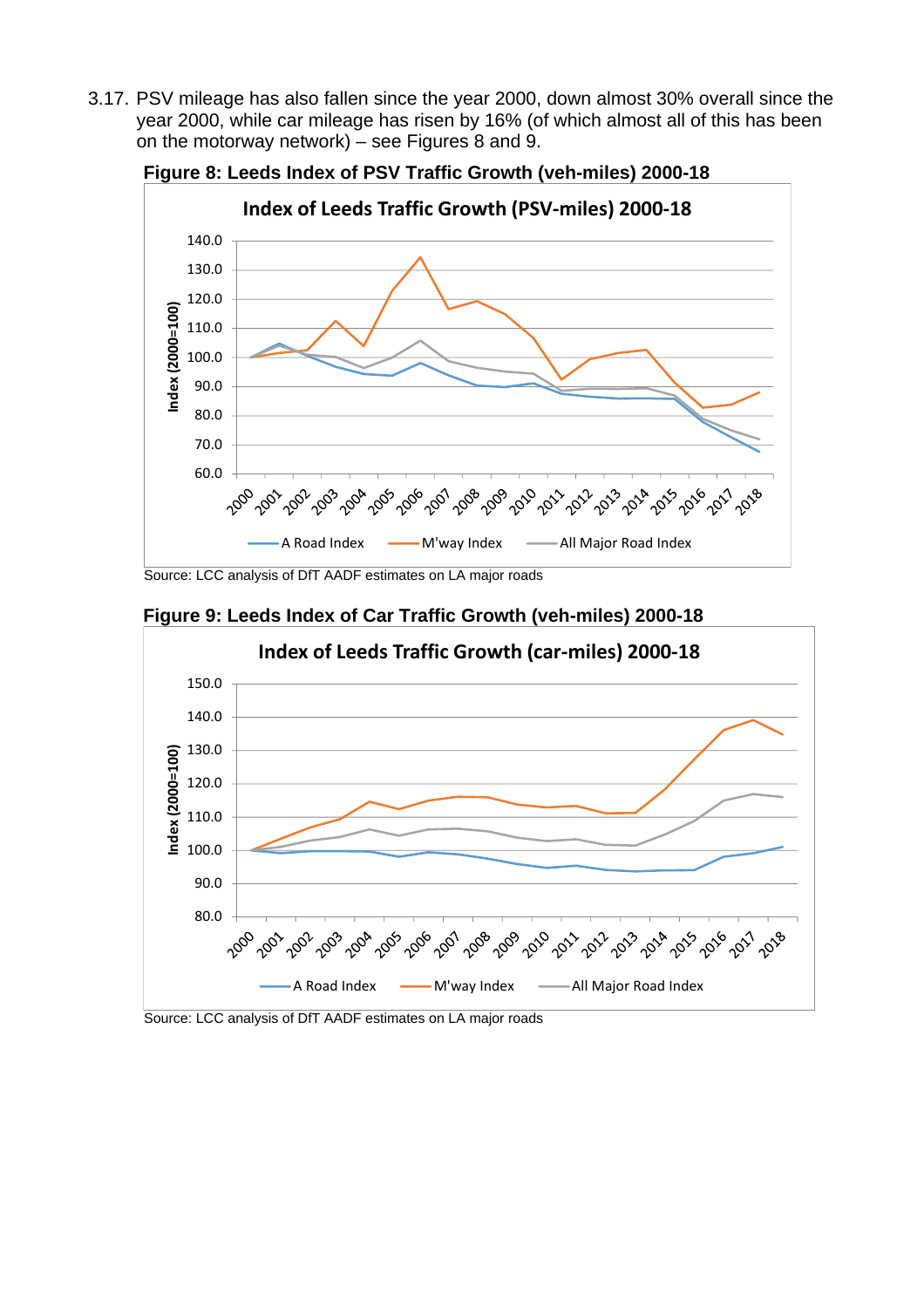3.17. PSV mileage has also fallen since the year 2000, down almost 30% overall since the year 2000, while car mileage has risen by 16% (of which almost all of this has been on the motorway network) – see Figures 8 and 9.

**Figure 8: Leeds Index of PSV Traffic Growth (veh-miles) 2000-18**

Source: LCC analysis of DfT AADF estimates on LA major roads

**Figure 9: Leeds Index of Car Traffic Growth (veh-miles) 2000-18**

Source: LCC analysis of DfT AADF estimates on LA major roads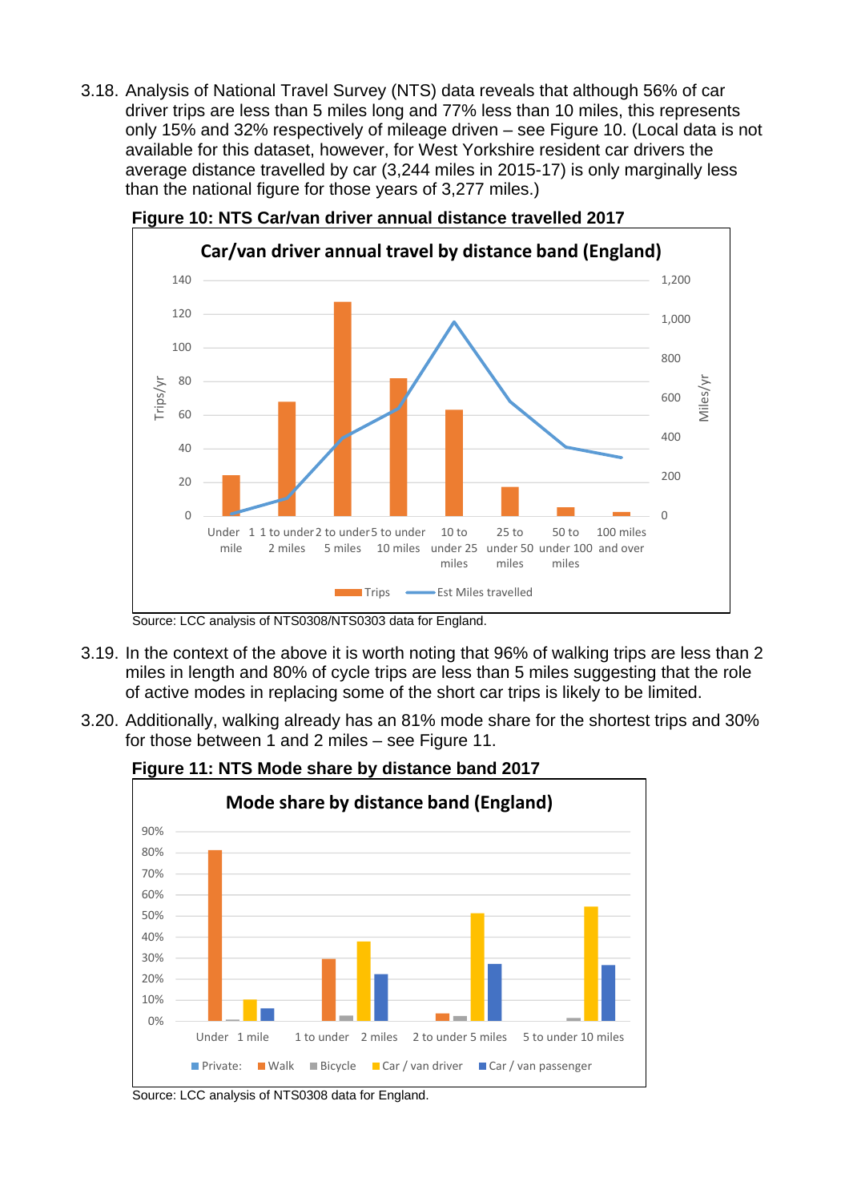3.18. Analysis of National Travel Survey (NTS) data reveals that although 56% of car driver trips are less than 5 miles long and 77% less than 10 miles, this represents only 15% and 32% respectively of mileage driven – see Figure 10. (Local data is not available for this dataset, however, for West Yorkshire resident car drivers the average distance travelled by car (3,244 miles in 2015-17) is only marginally less than the national figure for those years of 3,277 miles.)

**Figure 10: NTS Car/van driver annual distance travelled 2017**

Source: LCC analysis of NTS0308/NTS0303 data for England.

3.19. In the context of the above it is worth noting that 96% of walking trips are less than 2 miles in length and 80% of cycle trips are less than 5 miles suggesting that the role of active modes in replacing some of the short car trips is likely to be limited.

3.20. Additionally, walking already has an 81% mode share for the shortest trips and 30% for those between 1 and 2 miles – see Figure 11.

**Figure 11: NTS Mode share by distance band 2017**

Source: LCC analysis of NTS0308 data for England.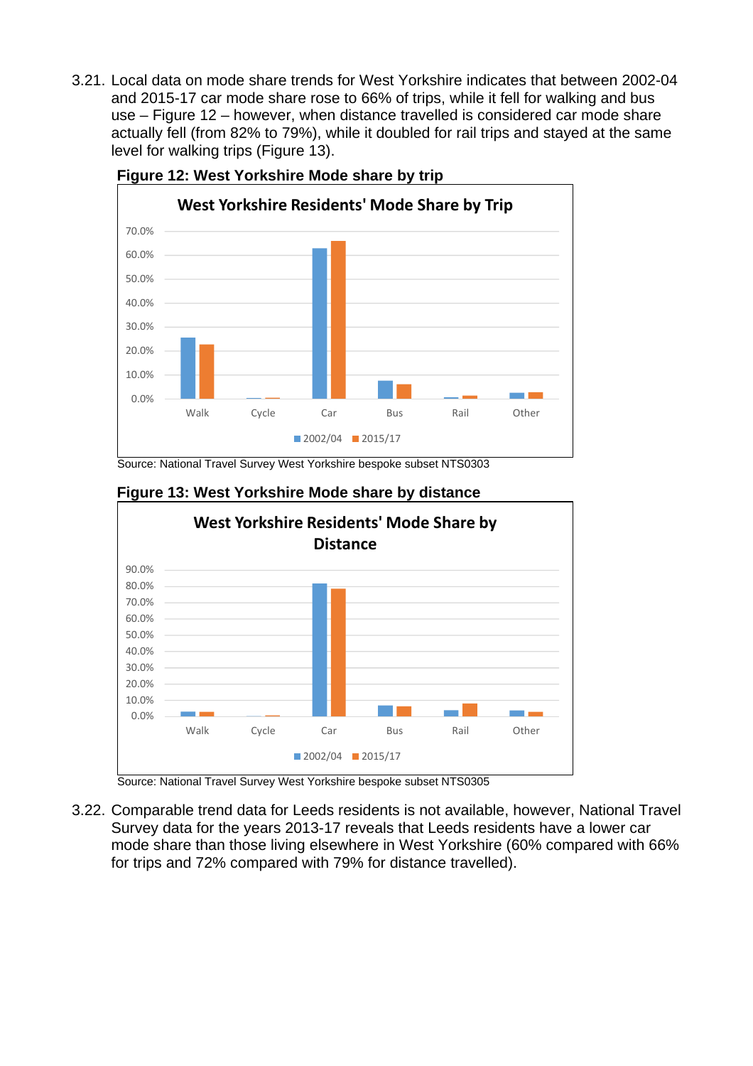3.21. Local data on mode share trends for West Yorkshire indicates that between 2002-04 and 2015-17 car mode share rose to 66% of trips, while it fell for walking and bus use – Figure 12 – however, when distance travelled is considered car mode share actually fell (from 82% to 79%), while it doubled for rail trips and stayed at the same level for walking trips (Figure 13).

**Figure 12: West Yorkshire Mode share by trip**

Source: National Travel Survey West Yorkshire bespoke subset NTS0303

**Figure 13: West Yorkshire Mode share by distance**

Source: National Travel Survey West Yorkshire bespoke subset NTS0305

3.22. Comparable trend data for Leeds residents is not available, however, National Travel Survey data for the years 2013-17 reveals that Leeds residents have a lower car mode share than those living elsewhere in West Yorkshire (60% compared with 66% for trips and 72% compared with 79% for distance travelled).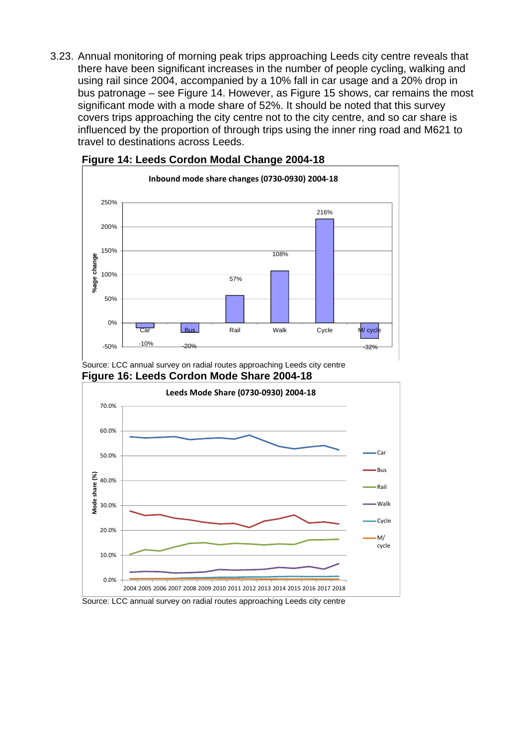3.23. Annual monitoring of morning peak trips approaching Leeds city centre reveals that there have been significant increases in the number of people cycling, walking and using rail since 2004, accompanied by a 10% fall in car usage and a 20% drop in bus patronage – see Figure 14. However, as Figure 15 shows, car remains the most significant mode with a mode share of 52%. It should be noted that this survey covers trips approaching the city centre not to the city centre, and so car share is influenced by the proportion of through trips using the inner ring road and M621 to travel to destinations across Leeds.

**Figure 14: Leeds Cordon Modal Change 2004-18**

Source: LCC annual survey on radial routes approaching Leeds city centre

**Figure 16: Leeds Cordon Mode Share 2004-18**

Source: LCC annual survey on radial routes approaching Leeds city centre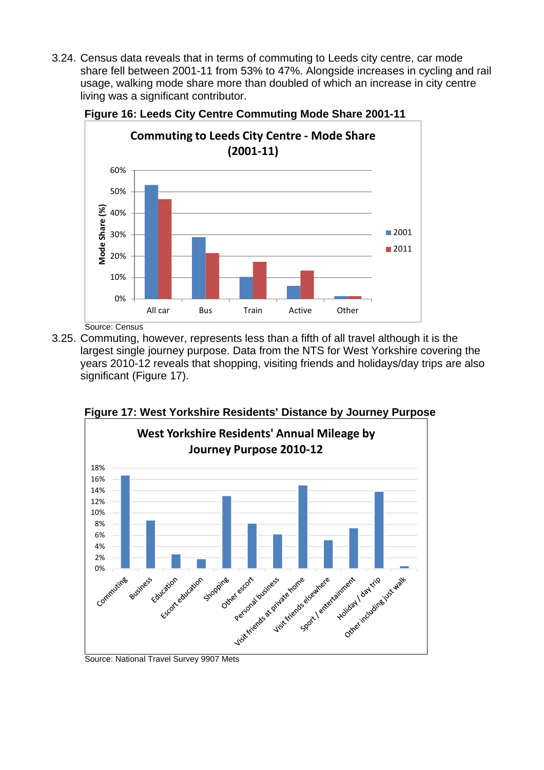3.24. Census data reveals that in terms of commuting to Leeds city centre, car mode share fell between 2001-11 from 53% to 47%. Alongside increases in cycling and rail usage, walking mode share more than doubled of which an increase in city centre living was a significant contributor.

**Figure 16: Leeds City Centre Commuting Mode Share 2001-11**

Source: Census

3.25. Commuting, however, represents less than a fifth of all travel although it is the largest single journey purpose. Data from the NTS for West Yorkshire covering the years 2010-12 reveals that shopping, visiting friends and holidays/day trips are also significant (Figure 17).

**Figure 17: West Yorkshire Residents' Distance by Journey Purpose**

Source: National Travel Survey 9907 Mets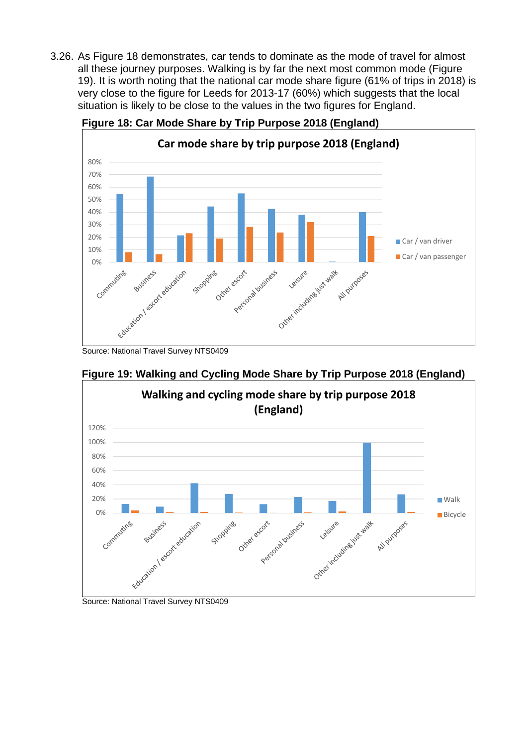3.26. As Figure 18 demonstrates, car tends to dominate as the mode of travel for almost all these journey purposes. Walking is by far the next most common mode (Figure 19). It is worth noting that the national car mode share figure (61% of trips in 2018) is very close to the figure for Leeds for 2013-17 (60%) which suggests that the local situation is likely to be close to the values in the two figures for England.

**Figure 18: Car Mode Share by Trip Purpose 2018 (England)**

Source: National Travel Survey NTS0409

**Figure 19: Walking and Cycling Mode Share by Trip Purpose 2018 (England)**

Source: National Travel Survey NTS0409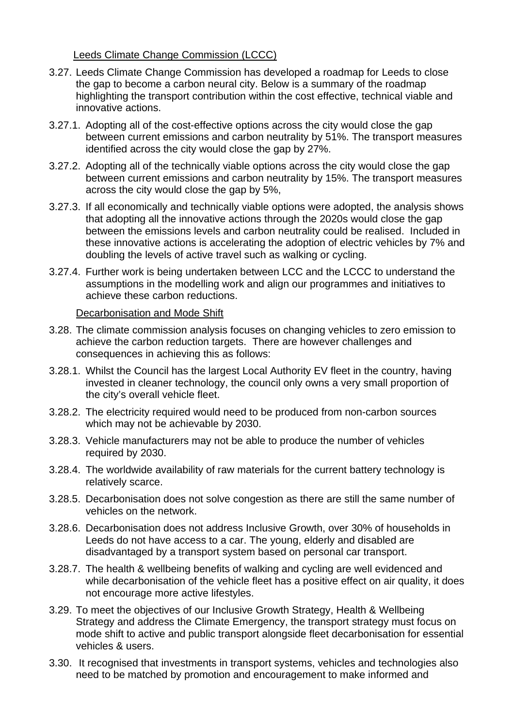Leeds Climate Change Commission (LCCC)

3.27. Leeds Climate Change Commission has developed a roadmap for Leeds to close the gap to become a carbon neural city. Below is a summary of the roadmap highlighting the transport contribution within the cost effective, technical viable and innovative actions.

3.27.1. Adopting all of the cost-effective options across the city would close the gap between current emissions and carbon neutrality by 51%. The transport measures identified across the city would close the gap by 27%.

3.27.2. Adopting all of the technically viable options across the city would close the gap between current emissions and carbon neutrality by 15%. The transport measures across the city would close the gap by 5%,

3.27.3. If all economically and technically viable options were adopted, the analysis shows that adopting all the innovative actions through the 2020s would close the gap between the emissions levels and carbon neutrality could be realised. Included in these innovative actions is accelerating the adoption of electric vehicles by 7% and doubling the levels of active travel such as walking or cycling.

3.27.4. Further work is being undertaken between LCC and the LCCC to understand the assumptions in the modelling work and align our programmes and initiatives to achieve these carbon reductions.

Decarbonisation and Mode Shift

3.28. The climate commission analysis focuses on changing vehicles to zero emission to achieve the carbon reduction targets. There are however challenges and consequences in achieving this as follows:

3.28.1. Whilst the Council has the largest Local Authority EV fleet in the country, having invested in cleaner technology, the council only owns a very small proportion of the city's overall vehicle fleet.

3.28.2. The electricity required would need to be produced from non-carbon sources which may not be achievable by 2030.

3.28.3. Vehicle manufacturers may not be able to produce the number of vehicles required by 2030.

3.28.4. The worldwide availability of raw materials for the current battery technology is relatively scarce.

3.28.5. Decarbonisation does not solve congestion as there are still the same number of vehicles on the network.

3.28.6. Decarbonisation does not address Inclusive Growth, over 30% of households in Leeds do not have access to a car. The young, elderly and disabled are disadvantaged by a transport system based on personal car transport.

3.28.7. The health & wellbeing benefits of walking and cycling are well evidenced and while decarbonisation of the vehicle fleet has a positive effect on air quality, it does not encourage more active lifestyles.

3.29. To meet the objectives of our Inclusive Growth Strategy, Health & Wellbeing Strategy and address the Climate Emergency, the transport strategy must focus on mode shift to active and public transport alongside fleet decarbonisation for essential vehicles & users.

3.30. It recognised that investments in transport systems, vehicles and technologies also need to be matched by promotion and encouragement to make informed and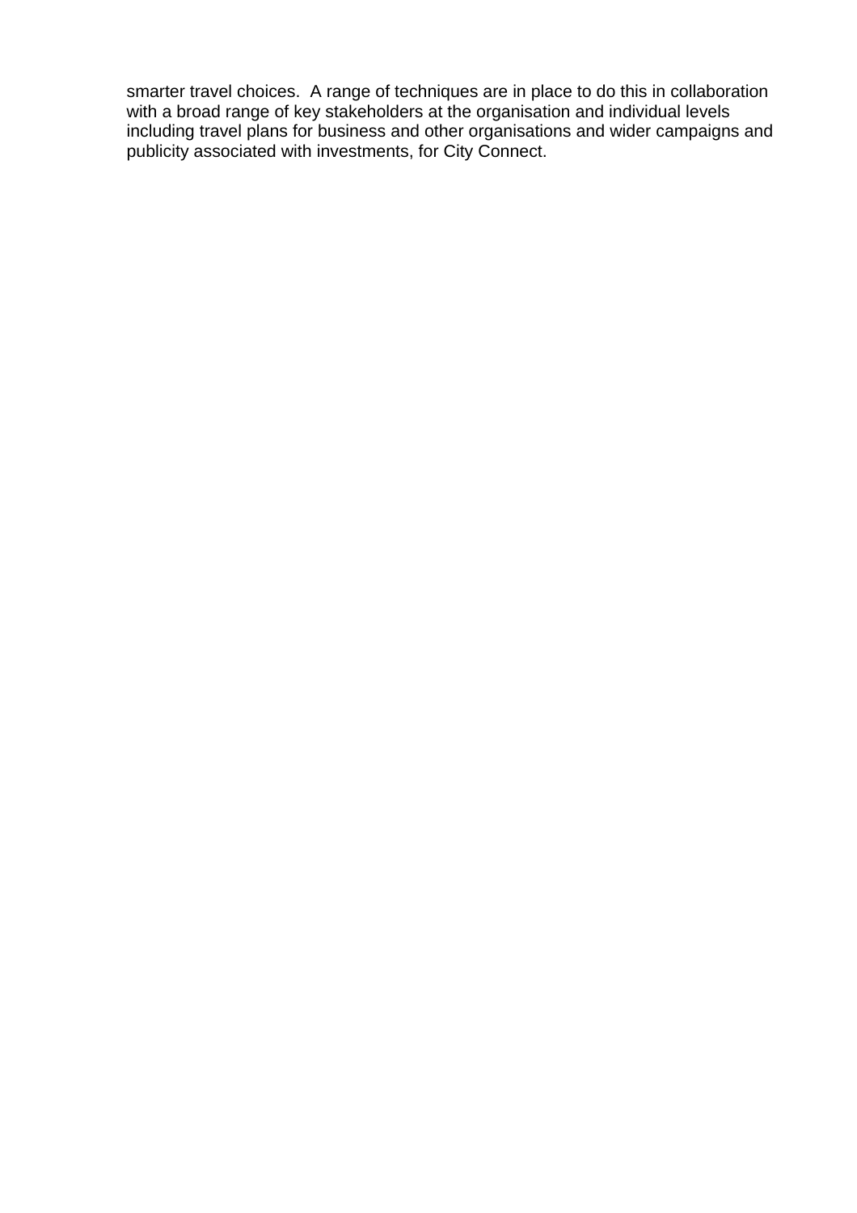smarter travel choices. A range of techniques are in place to do this in collaboration with a broad range of key stakeholders at the organisation and individual levels including travel plans for business and other organisations and wider campaigns and publicity associated with investments, for City Connect.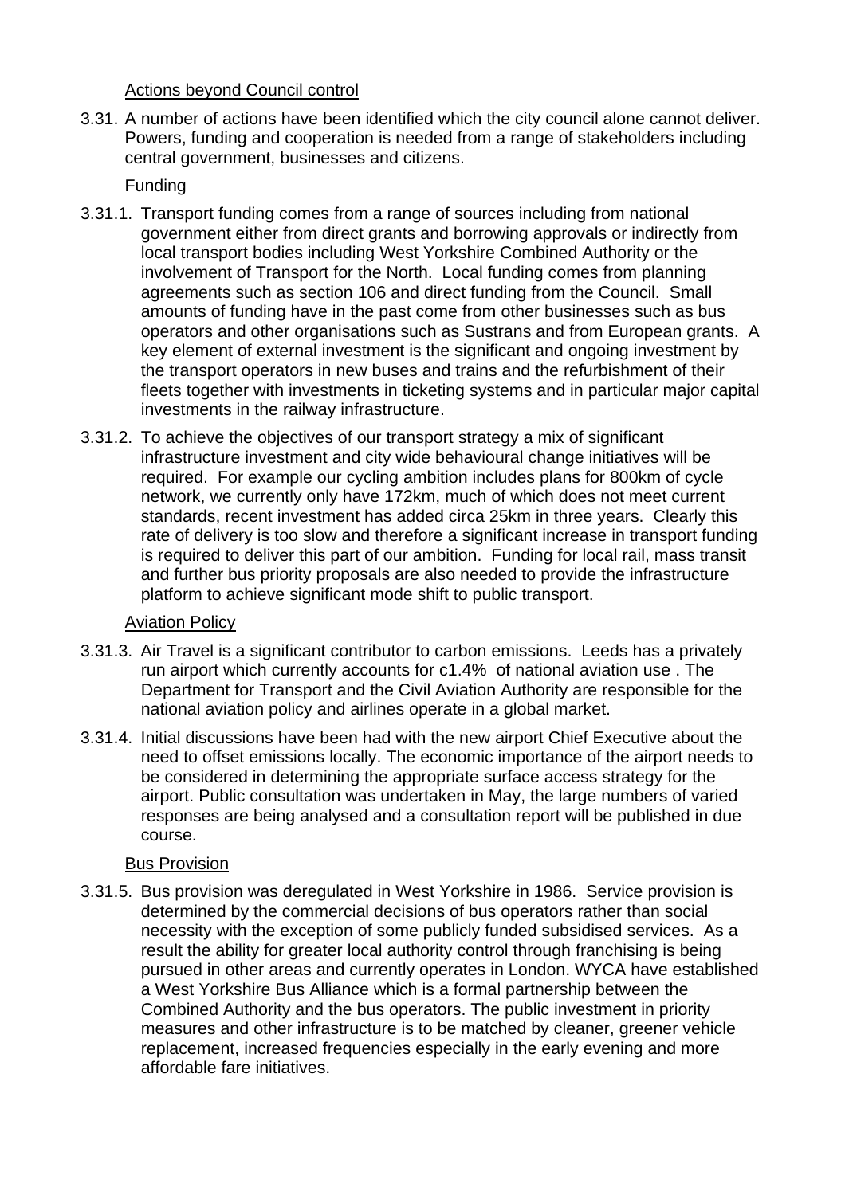Actions beyond Council control

3.31. A number of actions have been identified which the city council alone cannot deliver. Powers, funding and cooperation is needed from a range of stakeholders including central government, businesses and citizens.

Funding

3.31.1. Transport funding comes from a range of sources including from national government either from direct grants and borrowing approvals or indirectly from local transport bodies including West Yorkshire Combined Authority or the involvement of Transport for the North. Local funding comes from planning agreements such as section 106 and direct funding from the Council. Small amounts of funding have in the past come from other businesses such as bus operators and other organisations such as Sustrans and from European grants. A key element of external investment is the significant and ongoing investment by the transport operators in new buses and trains and the refurbishment of their fleets together with investments in ticketing systems and in particular major capital investments in the railway infrastructure.

3.31.2. To achieve the objectives of our transport strategy a mix of significant infrastructure investment and city wide behavioural change initiatives will be required. For example our cycling ambition includes plans for 800km of cycle network, we currently only have 172km, much of which does not meet current standards, recent investment has added circa 25km in three years. Clearly this rate of delivery is too slow and therefore a significant increase in transport funding is required to deliver this part of our ambition. Funding for local rail, mass transit and further bus priority proposals are also needed to provide the infrastructure platform to achieve significant mode shift to public transport.

Aviation Policy

3.31.3. Air Travel is a significant contributor to carbon emissions. Leeds has a privately run airport which currently accounts for c1.4% of national aviation use . The Department for Transport and the Civil Aviation Authority are responsible for the national aviation policy and airlines operate in a global market.

3.31.4. Initial discussions have been had with the new airport Chief Executive about the need to offset emissions locally. The economic importance of the airport needs to be considered in determining the appropriate surface access strategy for the airport. Public consultation was undertaken in May, the large numbers of varied responses are being analysed and a consultation report will be published in due course.

Bus Provision

3.31.5. Bus provision was deregulated in West Yorkshire in 1986. Service provision is determined by the commercial decisions of bus operators rather than social necessity with the exception of some publicly funded subsidised services. As a result the ability for greater local authority control through franchising is being pursued in other areas and currently operates in London. WYCA have established a West Yorkshire Bus Alliance which is a formal partnership between the Combined Authority and the bus operators. The public investment in priority measures and other infrastructure is to be matched by cleaner, greener vehicle replacement, increased frequencies especially in the early evening and more affordable fare initiatives.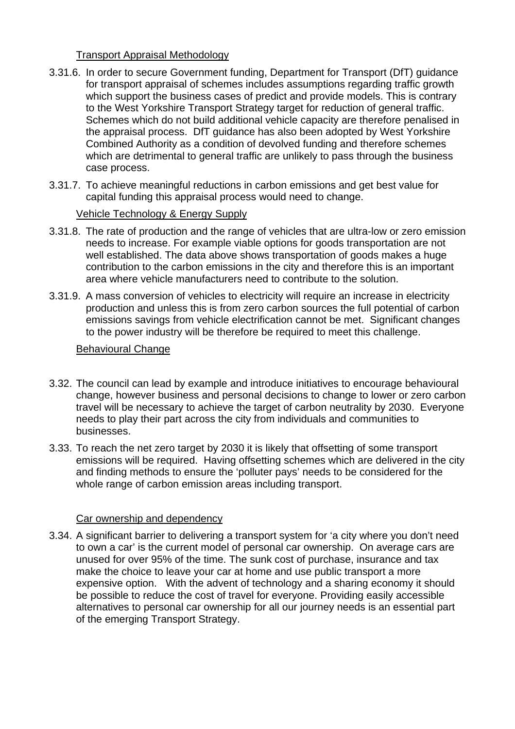Transport Appraisal Methodology

3.31.6. In order to secure Government funding, Department for Transport (DfT) guidance for transport appraisal of schemes includes assumptions regarding traffic growth which support the business cases of predict and provide models. This is contrary to the West Yorkshire Transport Strategy target for reduction of general traffic. Schemes which do not build additional vehicle capacity are therefore penalised in the appraisal process. DfT guidance has also been adopted by West Yorkshire Combined Authority as a condition of devolved funding and therefore schemes which are detrimental to general traffic are unlikely to pass through the business case process.

3.31.7. To achieve meaningful reductions in carbon emissions and get best value for capital funding this appraisal process would need to change.

Vehicle Technology & Energy Supply

3.31.8. The rate of production and the range of vehicles that are ultra-low or zero emission needs to increase. For example viable options for goods transportation are not well established. The data above shows transportation of goods makes a huge contribution to the carbon emissions in the city and therefore this is an important area where vehicle manufacturers need to contribute to the solution.

3.31.9. A mass conversion of vehicles to electricity will require an increase in electricity production and unless this is from zero carbon sources the full potential of carbon emissions savings from vehicle electrification cannot be met. Significant changes to the power industry will be therefore be required to meet this challenge.

Behavioural Change

3.32. The council can lead by example and introduce initiatives to encourage behavioural change, however business and personal decisions to change to lower or zero carbon travel will be necessary to achieve the target of carbon neutrality by 2030. Everyone needs to play their part across the city from individuals and communities to businesses.

3.33. To reach the net zero target by 2030 it is likely that offsetting of some transport emissions will be required. Having offsetting schemes which are delivered in the city and finding methods to ensure the 'polluter pays' needs to be considered for the whole range of carbon emission areas including transport.

Car ownership and dependency

3.34. A significant barrier to delivering a transport system for 'a city where you don't need to own a car' is the current model of personal car ownership. On average cars are unused for over 95% of the time. The sunk cost of purchase, insurance and tax make the choice to leave your car at home and use public transport a more expensive option. With the advent of technology and a sharing economy it should be possible to reduce the cost of travel for everyone. Providing easily accessible alternatives to personal car ownership for all our journey needs is an essential part of the emerging Transport Strategy.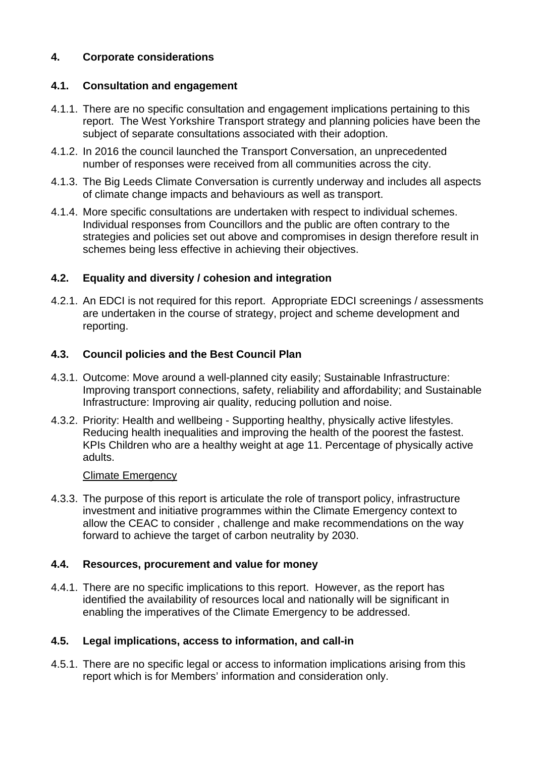## 4. Corporate considerations

### 4.1. Consultation and engagement

4.1.1. There are no specific consultation and engagement implications pertaining to this report. The West Yorkshire Transport strategy and planning policies have been the subject of separate consultations associated with their adoption.

4.1.2. In 2016 the council launched the Transport Conversation, an unprecedented number of responses were received from all communities across the city.

4.1.3. The Big Leeds Climate Conversation is currently underway and includes all aspects of climate change impacts and behaviours as well as transport.

4.1.4. More specific consultations are undertaken with respect to individual schemes. Individual responses from Councillors and the public are often contrary to the strategies and policies set out above and compromises in design therefore result in schemes being less effective in achieving their objectives.

### 4.2. Equality and diversity / cohesion and integration

4.2.1. An EDCI is not required for this report. Appropriate EDCI screenings / assessments are undertaken in the course of strategy, project and scheme development and reporting.

### 4.3. Council policies and the Best Council Plan

4.3.1. Outcome: Move around a well-planned city easily; Sustainable Infrastructure: Improving transport connections, safety, reliability and affordability; and Sustainable Infrastructure: Improving air quality, reducing pollution and noise.

4.3.2. Priority: Health and wellbeing - Supporting healthy, physically active lifestyles. Reducing health inequalities and improving the health of the poorest the fastest. KPIs Children who are a healthy weight at age 11. Percentage of physically active adults.

<u>Climate Emergency</u>

4.3.3. The purpose of this report is articulate the role of transport policy, infrastructure investment and initiative programmes within the Climate Emergency context to allow the CEAC to consider , challenge and make recommendations on the way forward to achieve the target of carbon neutrality by 2030.

### 4.4. Resources, procurement and value for money

4.4.1. There are no specific implications to this report. However, as the report has identified the availability of resources local and nationally will be significant in enabling the imperatives of the Climate Emergency to be addressed.

### 4.5. Legal implications, access to information, and call-in

4.5.1. There are no specific legal or access to information implications arising from this report which is for Members' information and consideration only.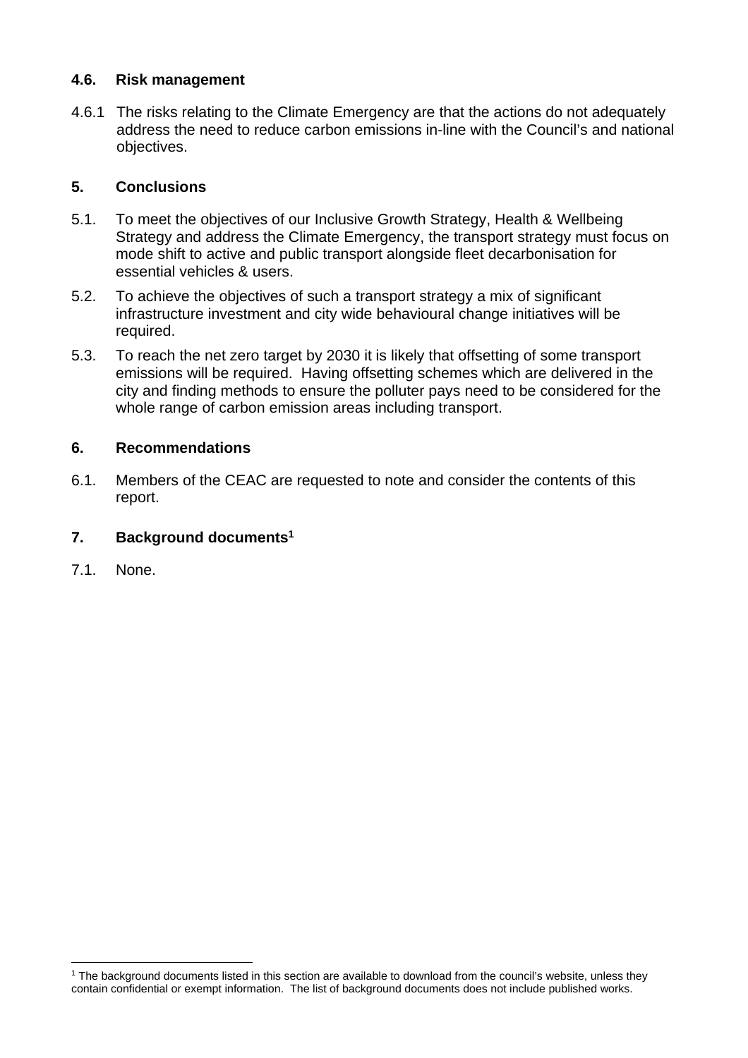### 4.6. Risk management

4.6.1 The risks relating to the Climate Emergency are that the actions do not adequately address the need to reduce carbon emissions in-line with the Council's and national objectives.

## 5. Conclusions

5.1. To meet the objectives of our Inclusive Growth Strategy, Health & Wellbeing Strategy and address the Climate Emergency, the transport strategy must focus on mode shift to active and public transport alongside fleet decarbonisation for essential vehicles & users.

5.2. To achieve the objectives of such a transport strategy a mix of significant infrastructure investment and city wide behavioural change initiatives will be required.

5.3. To reach the net zero target by 2030 it is likely that offsetting of some transport emissions will be required. Having offsetting schemes which are delivered in the city and finding methods to ensure the polluter pays need to be considered for the whole range of carbon emission areas including transport.

## 6. Recommendations

6.1. Members of the CEAC are requested to note and consider the contents of this report.

## 7. Background documents[1]

7.1. None.

[1] The background documents listed in this section are available to download from the council's website, unless they contain confidential or exempt information. The list of background documents does not include published works.